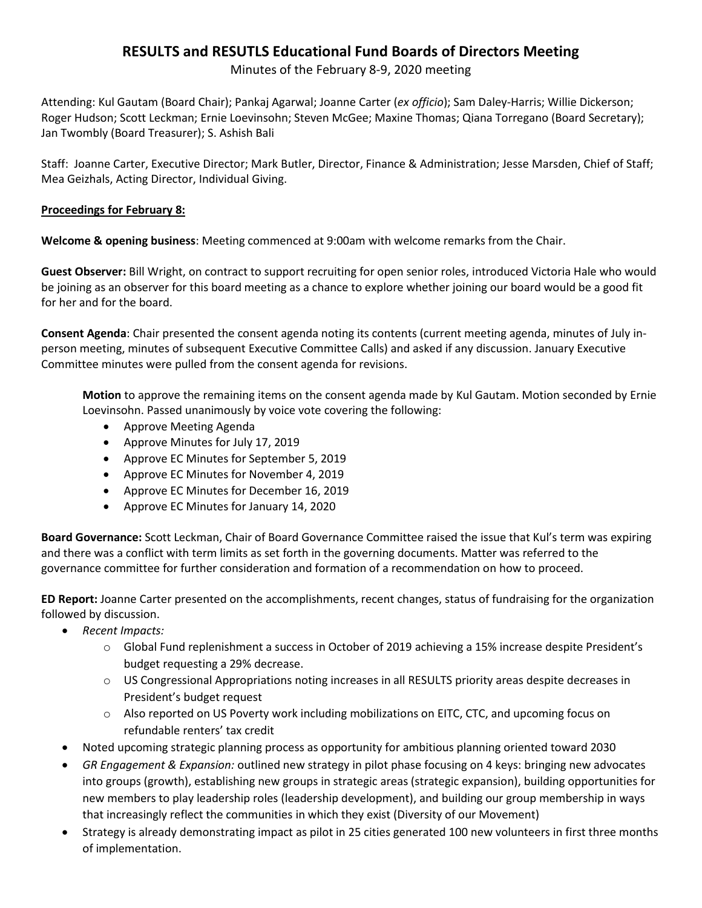# RESULTS and RESUTLS Educational Fund Boards of Directors Meeting

Minutes of the February 8-9, 2020 meeting

Attending: Kul Gautam (Board Chair); Pankaj Agarwal; Joanne Carter (*ex officio*); Sam Daley-Harris; Willie Dickerson; Roger Hudson; Scott Leckman; Ernie Loevinsohn; Steven McGee; Maxine Thomas; Qiana Torregano (Board Secretary); Jan Twombly (Board Treasurer); S. Ashish Bali

Staff: Joanne Carter, Executive Director; Mark Butler, Director, Finance & Administration; Jesse Marsden, Chief of Staff; Mea Geizhals, Acting Director, Individual Giving.

**Proceedings for February 8:**

**Welcome & opening business**: Meeting commenced at 9:00am with welcome remarks from the Chair.

**Guest Observer:** Bill Wright, on contract to support recruiting for open senior roles, introduced Victoria Hale who would be joining as an observer for this board meeting as a chance to explore whether joining our board would be a good fit for her and for the board.

**Consent Agenda**: Chair presented the consent agenda noting its contents (current meeting agenda, minutes of July in-person meeting, minutes of subsequent Executive Committee Calls) and asked if any discussion. January Executive Committee minutes were pulled from the consent agenda for revisions.

> **Motion** to approve the remaining items on the consent agenda made by Kul Gautam. Motion seconded by Ernie Loevinsohn. Passed unanimously by voice vote covering the following:
>
> - Approve Meeting Agenda
> - Approve Minutes for July 17, 2019
> - Approve EC Minutes for September 5, 2019
> - Approve EC Minutes for November 4, 2019
> - Approve EC Minutes for December 16, 2019
> - Approve EC Minutes for January 14, 2020

**Board Governance:** Scott Leckman, Chair of Board Governance Committee raised the issue that Kul's term was expiring and there was a conflict with term limits as set forth in the governing documents. Matter was referred to the governance committee for further consideration and formation of a recommendation on how to proceed.

**ED Report:** Joanne Carter presented on the accomplishments, recent changes, status of fundraising for the organization followed by discussion.

- *Recent Impacts:*
  - Global Fund replenishment a success in October of 2019 achieving a 15% increase despite President's budget requesting a 29% decrease.
  - US Congressional Appropriations noting increases in all RESULTS priority areas despite decreases in President's budget request
  - Also reported on US Poverty work including mobilizations on EITC, CTC, and upcoming focus on refundable renters' tax credit
- Noted upcoming strategic planning process as opportunity for ambitious planning oriented toward 2030
- *GR Engagement & Expansion:* outlined new strategy in pilot phase focusing on 4 keys: bringing new advocates into groups (growth), establishing new groups in strategic areas (strategic expansion), building opportunities for new members to play leadership roles (leadership development), and building our group membership in ways that increasingly reflect the communities in which they exist (Diversity of our Movement)
- Strategy is already demonstrating impact as pilot in 25 cities generated 100 new volunteers in first three months of implementation.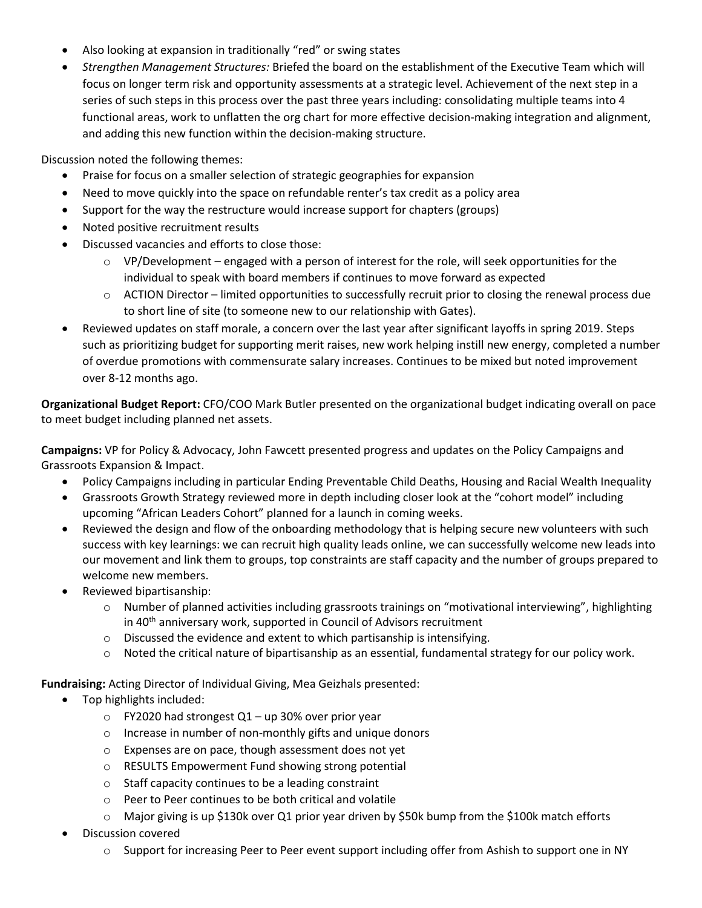- Also looking at expansion in traditionally "red" or swing states
- *Strengthen Management Structures:* Briefed the board on the establishment of the Executive Team which will focus on longer term risk and opportunity assessments at a strategic level. Achievement of the next step in a series of such steps in this process over the past three years including: consolidating multiple teams into 4 functional areas, work to unflatten the org chart for more effective decision-making integration and alignment, and adding this new function within the decision-making structure.

Discussion noted the following themes:

- Praise for focus on a smaller selection of strategic geographies for expansion
- Need to move quickly into the space on refundable renter's tax credit as a policy area
- Support for the way the restructure would increase support for chapters (groups)
- Noted positive recruitment results
- Discussed vacancies and efforts to close those:
  - VP/Development – engaged with a person of interest for the role, will seek opportunities for the individual to speak with board members if continues to move forward as expected
  - ACTION Director – limited opportunities to successfully recruit prior to closing the renewal process due to short line of site (to someone new to our relationship with Gates).
- Reviewed updates on staff morale, a concern over the last year after significant layoffs in spring 2019. Steps such as prioritizing budget for supporting merit raises, new work helping instill new energy, completed a number of overdue promotions with commensurate salary increases. Continues to be mixed but noted improvement over 8-12 months ago.

**Organizational Budget Report:** CFO/COO Mark Butler presented on the organizational budget indicating overall on pace to meet budget including planned net assets.

**Campaigns:** VP for Policy & Advocacy, John Fawcett presented progress and updates on the Policy Campaigns and Grassroots Expansion & Impact.

- Policy Campaigns including in particular Ending Preventable Child Deaths, Housing and Racial Wealth Inequality
- Grassroots Growth Strategy reviewed more in depth including closer look at the "cohort model" including upcoming "African Leaders Cohort" planned for a launch in coming weeks.
- Reviewed the design and flow of the onboarding methodology that is helping secure new volunteers with such success with key learnings: we can recruit high quality leads online, we can successfully welcome new leads into our movement and link them to groups, top constraints are staff capacity and the number of groups prepared to welcome new members.
- Reviewed bipartisanship:
  - Number of planned activities including grassroots trainings on "motivational interviewing", highlighting in 40th anniversary work, supported in Council of Advisors recruitment
  - Discussed the evidence and extent to which partisanship is intensifying.
  - Noted the critical nature of bipartisanship as an essential, fundamental strategy for our policy work.

**Fundraising:** Acting Director of Individual Giving, Mea Geizhals presented:

- Top highlights included:
  - FY2020 had strongest Q1 – up 30% over prior year
  - Increase in number of non-monthly gifts and unique donors
  - Expenses are on pace, though assessment does not yet
  - RESULTS Empowerment Fund showing strong potential
  - Staff capacity continues to be a leading constraint
  - Peer to Peer continues to be both critical and volatile
  - Major giving is up $130k over Q1 prior year driven by $50k bump from the $100k match efforts
- Discussion covered
  - Support for increasing Peer to Peer event support including offer from Ashish to support one in NY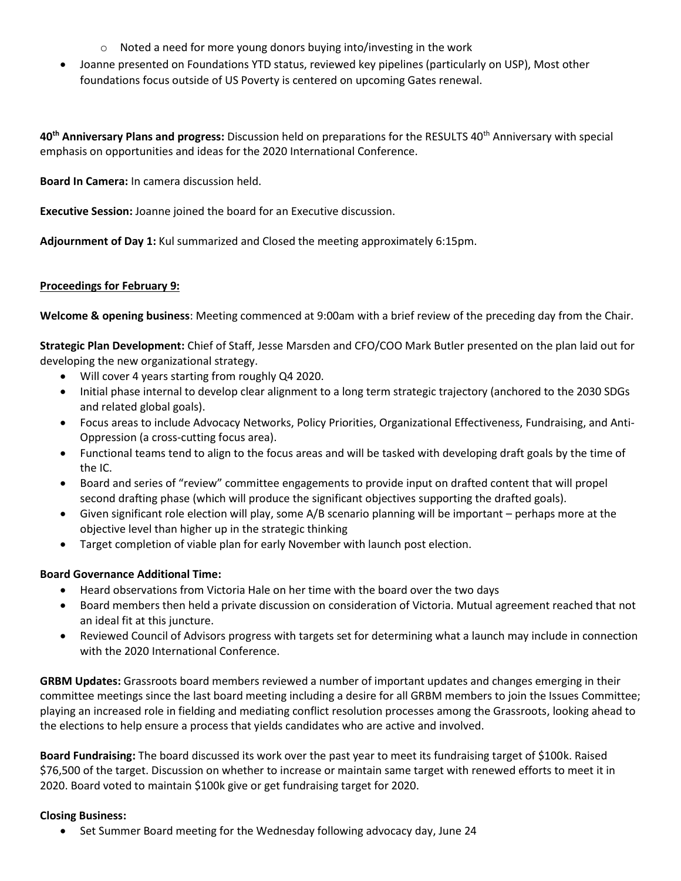- Noted a need for more young donors buying into/investing in the work
- Joanne presented on Foundations YTD status, reviewed key pipelines (particularly on USP), Most other foundations focus outside of US Poverty is centered on upcoming Gates renewal.

**40th Anniversary Plans and progress:** Discussion held on preparations for the RESULTS 40th Anniversary with special emphasis on opportunities and ideas for the 2020 International Conference.

**Board In Camera:** In camera discussion held.

**Executive Session:** Joanne joined the board for an Executive discussion.

**Adjournment of Day 1:** Kul summarized and Closed the meeting approximately 6:15pm.

**Proceedings for February 9:**

**Welcome & opening business**: Meeting commenced at 9:00am with a brief review of the preceding day from the Chair.

**Strategic Plan Development:** Chief of Staff, Jesse Marsden and CFO/COO Mark Butler presented on the plan laid out for developing the new organizational strategy.

- Will cover 4 years starting from roughly Q4 2020.
- Initial phase internal to develop clear alignment to a long term strategic trajectory (anchored to the 2030 SDGs and related global goals).
- Focus areas to include Advocacy Networks, Policy Priorities, Organizational Effectiveness, Fundraising, and Anti-Oppression (a cross-cutting focus area).
- Functional teams tend to align to the focus areas and will be tasked with developing draft goals by the time of the IC.
- Board and series of "review" committee engagements to provide input on drafted content that will propel second drafting phase (which will produce the significant objectives supporting the drafted goals).
- Given significant role election will play, some A/B scenario planning will be important – perhaps more at the objective level than higher up in the strategic thinking
- Target completion of viable plan for early November with launch post election.

**Board Governance Additional Time:**

- Heard observations from Victoria Hale on her time with the board over the two days
- Board members then held a private discussion on consideration of Victoria. Mutual agreement reached that not an ideal fit at this juncture.
- Reviewed Council of Advisors progress with targets set for determining what a launch may include in connection with the 2020 International Conference.

**GRBM Updates:** Grassroots board members reviewed a number of important updates and changes emerging in their committee meetings since the last board meeting including a desire for all GRBM members to join the Issues Committee; playing an increased role in fielding and mediating conflict resolution processes among the Grassroots, looking ahead to the elections to help ensure a process that yields candidates who are active and involved.

**Board Fundraising:** The board discussed its work over the past year to meet its fundraising target of $100k. Raised $76,500 of the target. Discussion on whether to increase or maintain same target with renewed efforts to meet it in 2020. Board voted to maintain $100k give or get fundraising target for 2020.

**Closing Business:**

- Set Summer Board meeting for the Wednesday following advocacy day, June 24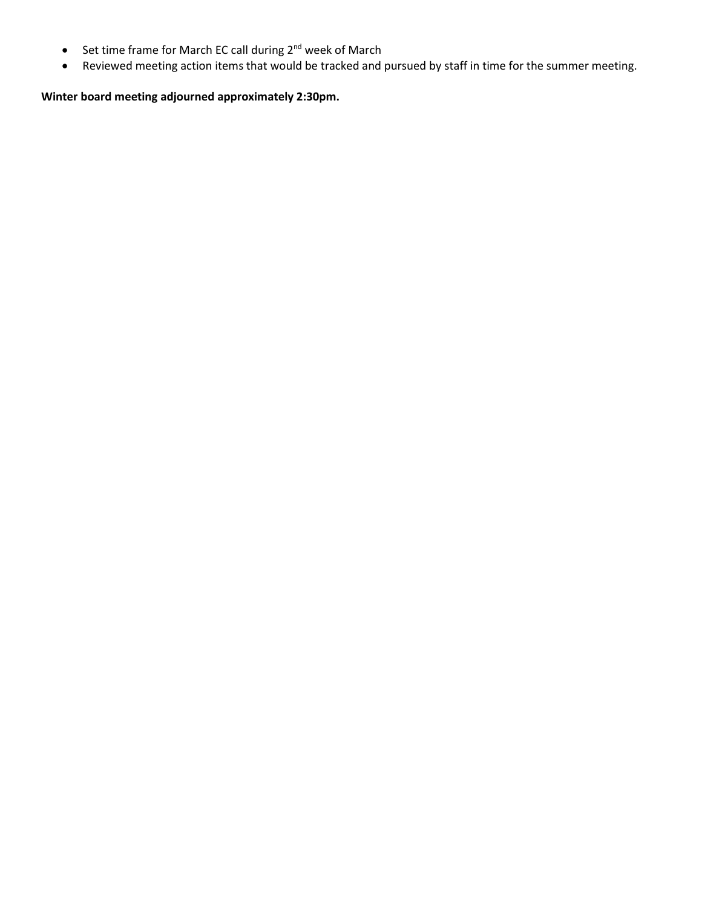- Set time frame for March EC call during 2nd week of March
- Reviewed meeting action items that would be tracked and pursued by staff in time for the summer meeting.

**Winter board meeting adjourned approximately 2:30pm.**